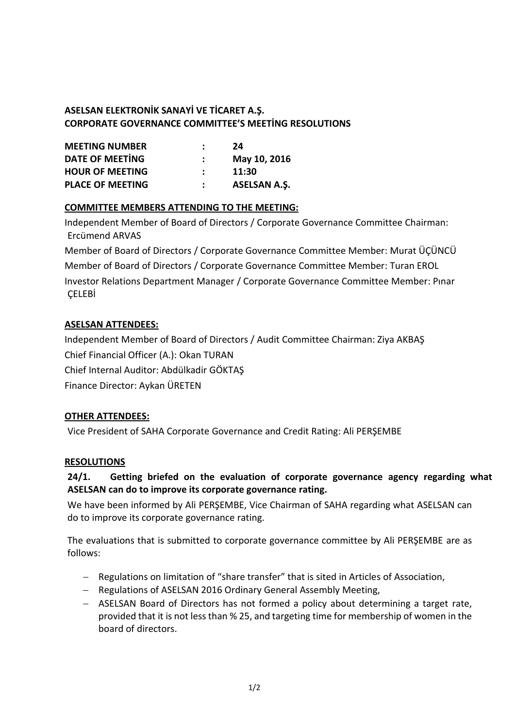**ASELSAN ELEKTRONİK SANAYİ VE TİCARET A.Ş.**
**CORPORATE GOVERNANCE COMMITTEE'S MEETİNG RESOLUTIONS**

| | | |
|---|---|---|
| **MEETING NUMBER** | **:** | **24** |
| **DATE OF MEETİNG** | **:** | **May 10, 2016** |
| **HOUR OF MEETING** | **:** | **11:30** |
| **PLACE OF MEETING** | **:** | **ASELSAN A.Ş.** |

**COMMITTEE MEMBERS ATTENDING TO THE MEETING:**

Independent Member of Board of Directors / Corporate Governance Committee Chairman: Ercümend ARVAS

Member of Board of Directors / Corporate Governance Committee Member: Murat ÜÇÜNCÜ

Member of Board of Directors / Corporate Governance Committee Member: Turan EROL

Investor Relations Department Manager / Corporate Governance Committee Member: Pınar ÇELEBİ

**ASELSAN ATTENDEES:**

Independent Member of Board of Directors / Audit Committee Chairman: Ziya AKBAŞ

Chief Financial Officer (A.): Okan TURAN

Chief Internal Auditor: Abdülkadir GÖKTAŞ

Finance Director: Aykan ÜRETEN

**OTHER ATTENDEES:**

Vice President of SAHA Corporate Governance and Credit Rating: Ali PERŞEMBE

**RESOLUTIONS**

**24/1. Getting briefed on the evaluation of corporate governance agency regarding what ASELSAN can do to improve its corporate governance rating.**

We have been informed by Ali PERŞEMBE, Vice Chairman of SAHA regarding what ASELSAN can do to improve its corporate governance rating.

The evaluations that is submitted to corporate governance committee by Ali PERŞEMBE are as follows:

- Regulations on limitation of "share transfer" that is sited in Articles of Association,
- Regulations of ASELSAN 2016 Ordinary General Assembly Meeting,
- ASELSAN Board of Directors has not formed a policy about determining a target rate, provided that it is not less than % 25, and targeting time for membership of women in the board of directors.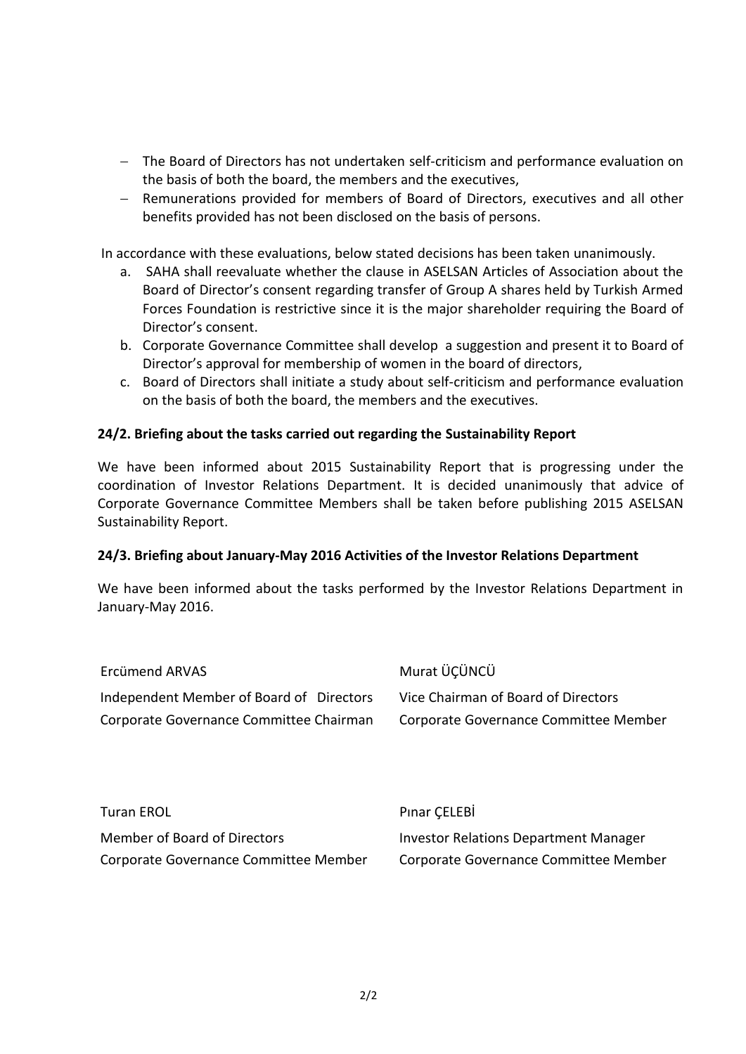- The Board of Directors has not undertaken self-criticism and performance evaluation on the basis of both the board, the members and the executives,
- Remunerations provided for members of Board of Directors, executives and all other benefits provided has not been disclosed on the basis of persons.

In accordance with these evaluations, below stated decisions has been taken unanimously.

a. SAHA shall reevaluate whether the clause in ASELSAN Articles of Association about the Board of Director's consent regarding transfer of Group A shares held by Turkish Armed Forces Foundation is restrictive since it is the major shareholder requiring the Board of Director's consent.
b. Corporate Governance Committee shall develop a suggestion and present it to Board of Director's approval for membership of women in the board of directors,
c. Board of Directors shall initiate a study about self-criticism and performance evaluation on the basis of both the board, the members and the executives.

**24/2. Briefing about the tasks carried out regarding the Sustainability Report**

We have been informed about 2015 Sustainability Report that is progressing under the coordination of Investor Relations Department. It is decided unanimously that advice of Corporate Governance Committee Members shall be taken before publishing 2015 ASELSAN Sustainability Report.

**24/3. Briefing about January-May 2016 Activities of the Investor Relations Department**

We have been informed about the tasks performed by the Investor Relations Department in January-May 2016.

Ercümend ARVAS
Independent Member of Board of Directors
Corporate Governance Committee Chairman

Murat ÜÇÜNCÜ
Vice Chairman of Board of Directors
Corporate Governance Committee Member

Turan EROL
Member of Board of Directors
Corporate Governance Committee Member

Pınar ÇELEBİ
Investor Relations Department Manager
Corporate Governance Committee Member